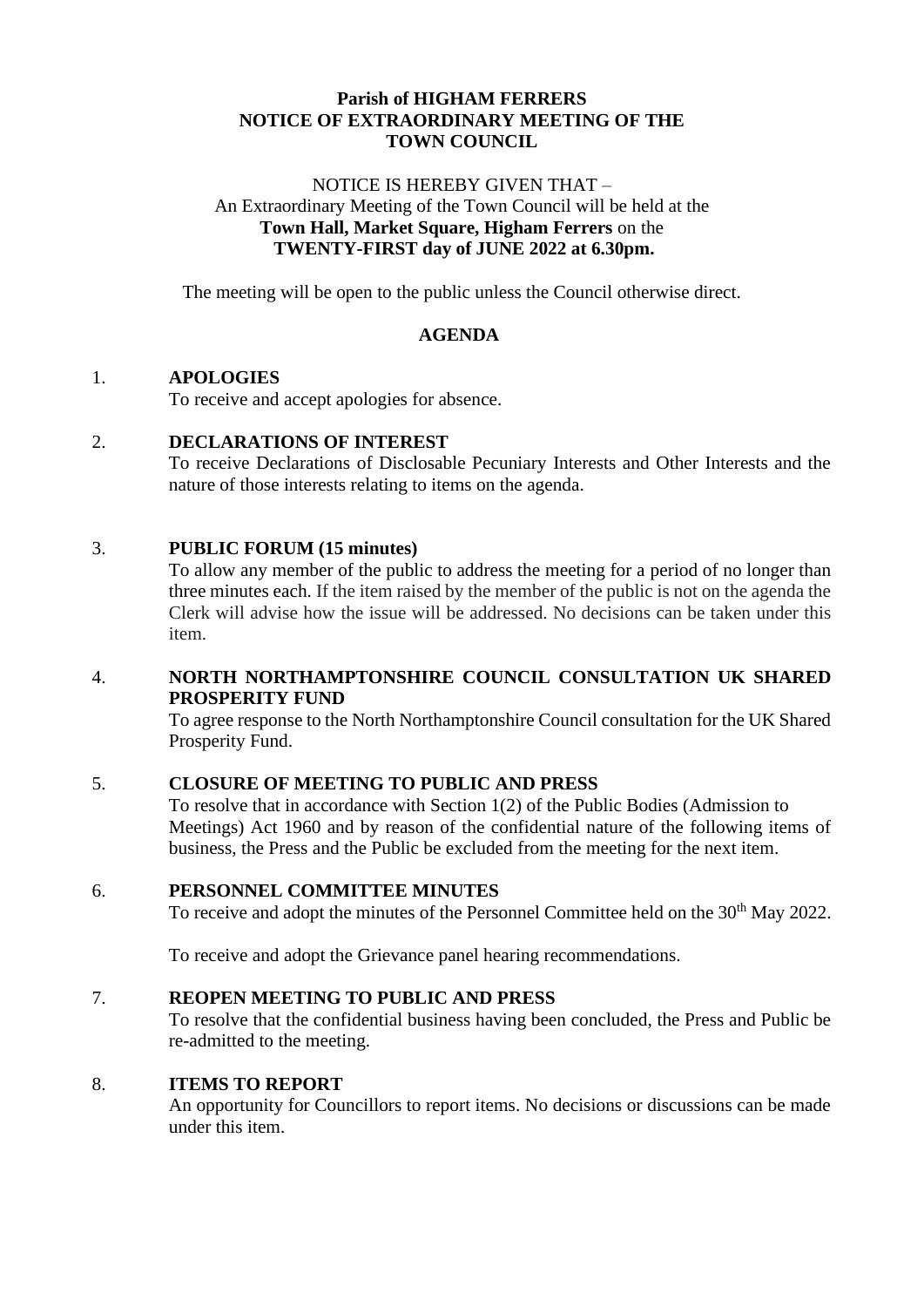**Parish of HIGHAM FERRERS**
**NOTICE OF EXTRAORDINARY MEETING OF THE TOWN COUNCIL**

NOTICE IS HEREBY GIVEN THAT –
An Extraordinary Meeting of the Town Council will be held at the **Town Hall, Market Square, Higham Ferrers** on the **TWENTY-FIRST day of JUNE 2022 at 6.30pm.**

The meeting will be open to the public unless the Council otherwise direct.

## AGENDA

1. **APOLOGIES**
   To receive and accept apologies for absence.

2. **DECLARATIONS OF INTEREST**
   To receive Declarations of Disclosable Pecuniary Interests and Other Interests and the nature of those interests relating to items on the agenda.

3. **PUBLIC FORUM (15 minutes)**
   To allow any member of the public to address the meeting for a period of no longer than three minutes each. If the item raised by the member of the public is not on the agenda the Clerk will advise how the issue will be addressed. No decisions can be taken under this item.

4. **NORTH NORTHAMPTONSHIRE COUNCIL CONSULTATION UK SHARED PROSPERITY FUND**
   To agree response to the North Northamptonshire Council consultation for the UK Shared Prosperity Fund.

5. **CLOSURE OF MEETING TO PUBLIC AND PRESS**
   To resolve that in accordance with Section 1(2) of the Public Bodies (Admission to Meetings) Act 1960 and by reason of the confidential nature of the following items of business, the Press and the Public be excluded from the meeting for the next item.

6. **PERSONNEL COMMITTEE MINUTES**
   To receive and adopt the minutes of the Personnel Committee held on the 30th May 2022.

   To receive and adopt the Grievance panel hearing recommendations.

7. **REOPEN MEETING TO PUBLIC AND PRESS**
   To resolve that the confidential business having been concluded, the Press and Public be re-admitted to the meeting.

8. **ITEMS TO REPORT**
   An opportunity for Councillors to report items. No decisions or discussions can be made under this item.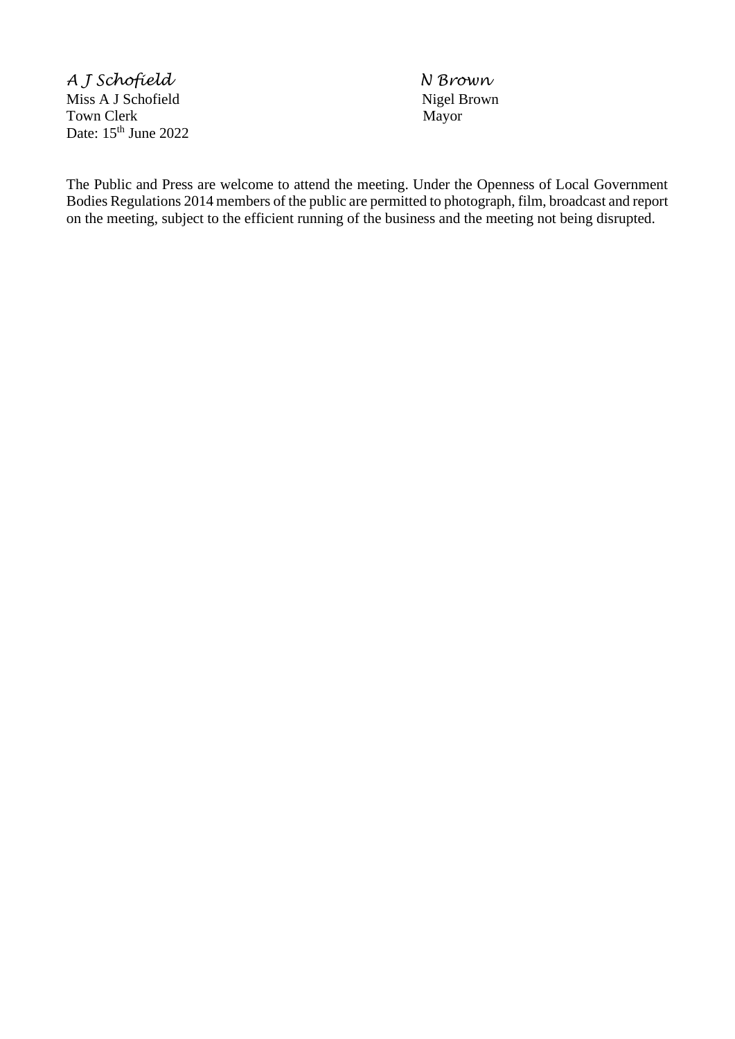*A J Schofield*
Miss A J Schofield
Town Clerk
Date: 15th June 2022

*N Brown*
Nigel Brown
Mayor

The Public and Press are welcome to attend the meeting. Under the Openness of Local Government Bodies Regulations 2014 members of the public are permitted to photograph, film, broadcast and report on the meeting, subject to the efficient running of the business and the meeting not being disrupted.